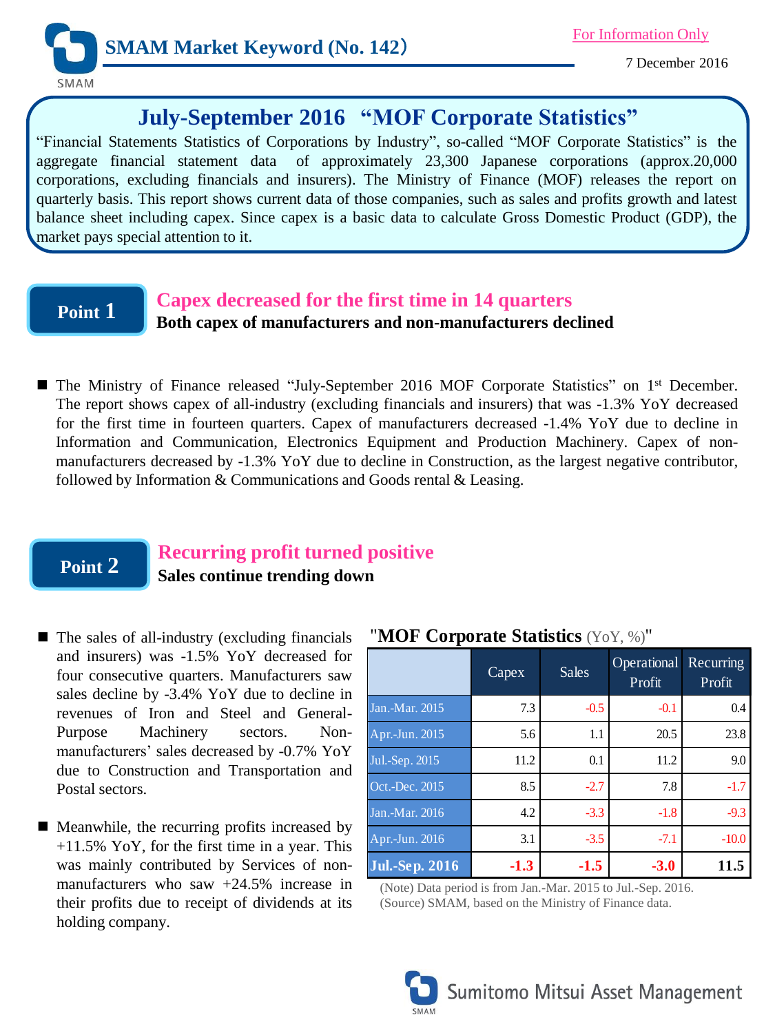For Information Only

# SMAM Market Keyword (No. 142）

7 December 2016

## July-September 2016 “MOF Corporate Statistics”

“Financial Statements Statistics of Corporations by Industry”, so-called “MOF Corporate Statistics” is the aggregate financial statement data of approximately 23,300 Japanese corporations (approx.20,000 corporations, excluding financials and insurers). The Ministry of Finance (MOF) releases the report on quarterly basis. This report shows current data of those companies, such as sales and profits growth and latest balance sheet including capex. Since capex is a basic data to calculate Gross Domestic Product (GDP), the market pays special attention to it.

## Point 1

### Capex decreased for the first time in 14 quarters

**Both capex of manufacturers and non-manufacturers declined**

- The Ministry of Finance released “July-September 2016 MOF Corporate Statistics” on 1st December. The report shows capex of all-industry (excluding financials and insurers) that was -1.3% YoY decreased for the first time in fourteen quarters. Capex of manufacturers decreased -1.4% YoY due to decline in Information and Communication, Electronics Equipment and Production Machinery. Capex of non-manufacturers decreased by -1.3% YoY due to decline in Construction, as the largest negative contributor, followed by Information & Communications and Goods rental & Leasing.

## Point 2

### Recurring profit turned positive

**Sales continue trending down**

- The sales of all-industry (excluding financials and insurers) was -1.5% YoY decreased for four consecutive quarters. Manufacturers saw sales decline by -3.4% YoY due to decline in revenues of Iron and Steel and General-Purpose Machinery sectors. Non-manufacturers’ sales decreased by -0.7% YoY due to Construction and Transportation and Postal sectors.

- Meanwhile, the recurring profits increased by +11.5% YoY, for the first time in a year. This was mainly contributed by Services of non-manufacturers who saw +24.5% increase in their profits due to receipt of dividends at its holding company.

"**MOF Corporate Statistics** (YoY, %)"

| | Capex | Sales | Operational Profit | Recurring Profit |
|---|---|---|---|---|
| Jan.-Mar. 2015 | 7.3 | -0.5 | -0.1 | 0.4 |
| Apr.-Jun. 2015 | 5.6 | 1.1 | 20.5 | 23.8 |
| Jul.-Sep. 2015 | 11.2 | 0.1 | 11.2 | 9.0 |
| Oct.-Dec. 2015 | 8.5 | -2.7 | 7.8 | -1.7 |
| Jan.-Mar. 2016 | 4.2 | -3.3 | -1.8 | -9.3 |
| Apr.-Jun. 2016 | 3.1 | -3.5 | -7.1 | -10.0 |
| **Jul.-Sep. 2016** | **-1.3** | **-1.5** | **-3.0** | **11.5** |

(Note) Data period is from Jan.-Mar. 2015 to Jul.-Sep. 2016.
(Source) SMAM, based on the Ministry of Finance data.

Sumitomo Mitsui Asset Management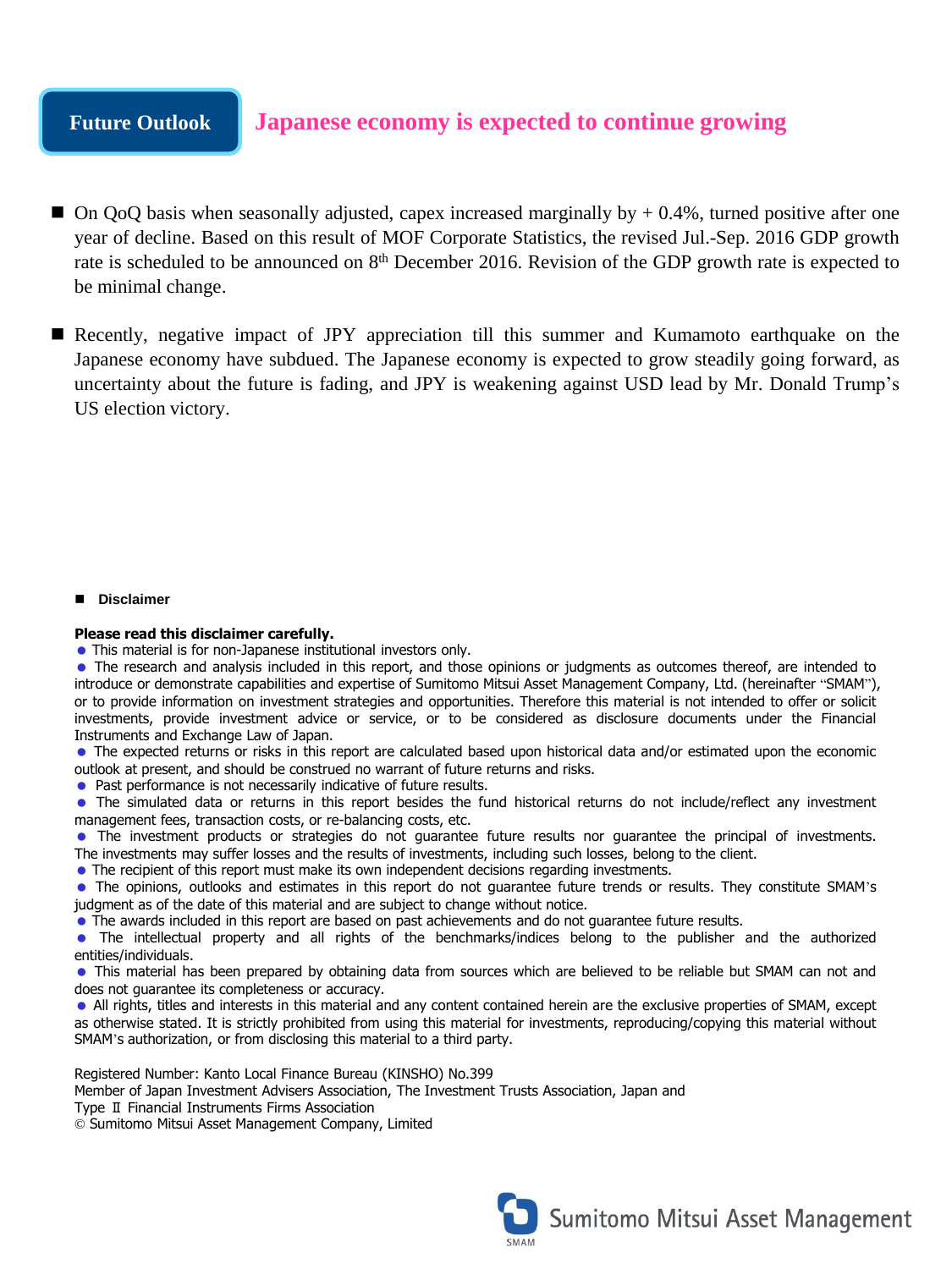## Future Outlook

## Japanese economy is expected to continue growing

- On QoQ basis when seasonally adjusted, capex increased marginally by + 0.4%, turned positive after one year of decline. Based on this result of MOF Corporate Statistics, the revised Jul.-Sep. 2016 GDP growth rate is scheduled to be announced on 8th December 2016. Revision of the GDP growth rate is expected to be minimal change.

- Recently, negative impact of JPY appreciation till this summer and Kumamoto earthquake on the Japanese economy have subdued. The Japanese economy is expected to grow steadily going forward, as uncertainty about the future is fading, and JPY is weakening against USD lead by Mr. Donald Trump's US election victory.

### Disclaimer

**Please read this disclaimer carefully.**

- This material is for non-Japanese institutional investors only.
- The research and analysis included in this report, and those opinions or judgments as outcomes thereof, are intended to introduce or demonstrate capabilities and expertise of Sumitomo Mitsui Asset Management Company, Ltd. (hereinafter "SMAM"), or to provide information on investment strategies and opportunities. Therefore this material is not intended to offer or solicit investments, provide investment advice or service, or to be considered as disclosure documents under the Financial Instruments and Exchange Law of Japan.
- The expected returns or risks in this report are calculated based upon historical data and/or estimated upon the economic outlook at present, and should be construed no warrant of future returns and risks.
- Past performance is not necessarily indicative of future results.
- The simulated data or returns in this report besides the fund historical returns do not include/reflect any investment management fees, transaction costs, or re-balancing costs, etc.
- The investment products or strategies do not guarantee future results nor guarantee the principal of investments. The investments may suffer losses and the results of investments, including such losses, belong to the client.
- The recipient of this report must make its own independent decisions regarding investments.
- The opinions, outlooks and estimates in this report do not guarantee future trends or results. They constitute SMAM's judgment as of the date of this material and are subject to change without notice.
- The awards included in this report are based on past achievements and do not guarantee future results.
- The intellectual property and all rights of the benchmarks/indices belong to the publisher and the authorized entities/individuals.
- This material has been prepared by obtaining data from sources which are believed to be reliable but SMAM can not and does not guarantee its completeness or accuracy.
- All rights, titles and interests in this material and any content contained herein are the exclusive properties of SMAM, except as otherwise stated. It is strictly prohibited from using this material for investments, reproducing/copying this material without SMAM's authorization, or from disclosing this material to a third party.

Registered Number: Kanto Local Finance Bureau (KINSHO) No.399
Member of Japan Investment Advisers Association, The Investment Trusts Association, Japan and
Type Ⅱ Financial Instruments Firms Association
© Sumitomo Mitsui Asset Management Company, Limited

SMAM Sumitomo Mitsui Asset Management